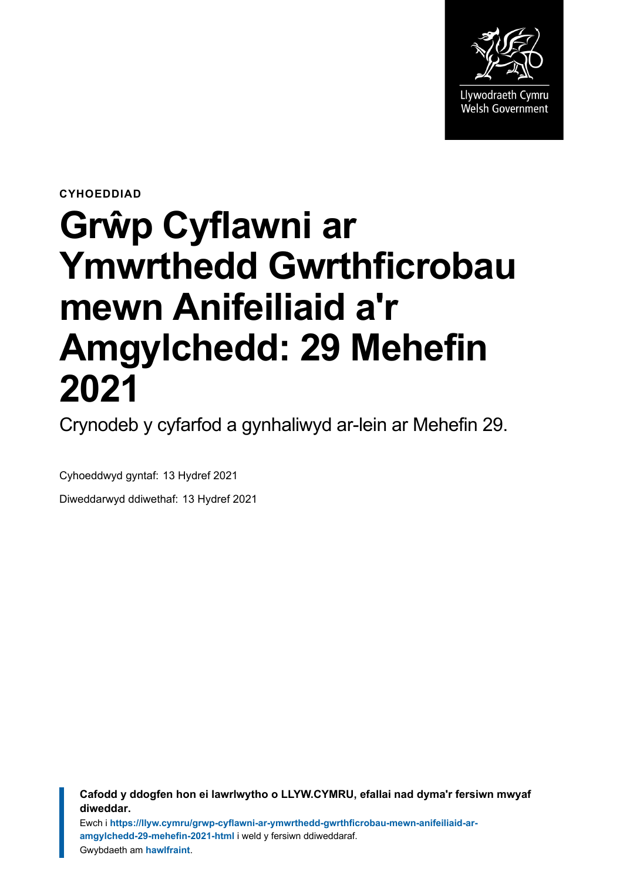Llywodraeth Cymru
Welsh Government

**CYHOEDDIAD**

# Grŵp Cyflawni ar Ymwrthedd Gwrthficrobau mewn Anifeiliaid a'r Amgylchedd: 29 Mehefin 2021

Crynodeb y cyfarfod a gynhaliwyd ar-lein ar Mehefin 29.

Cyhoeddwyd gyntaf: 13 Hydref 2021

Diweddarwyd ddiwethaf: 13 Hydref 2021

**Cafodd y ddogfen hon ei lawrlwytho o LLYW.CYMRU, efallai nad dyma'r fersiwn mwyaf diweddar.**

Ewch i **https://llyw.cymru/grwp-cyflawni-ar-ymwrthedd-gwrthficrobau-mewn-anifeiliaid-ar-amgylchedd-29-mehefin-2021-html** i weld y fersiwn ddiweddaraf.

Gwybdaeth am **hawlfraint**.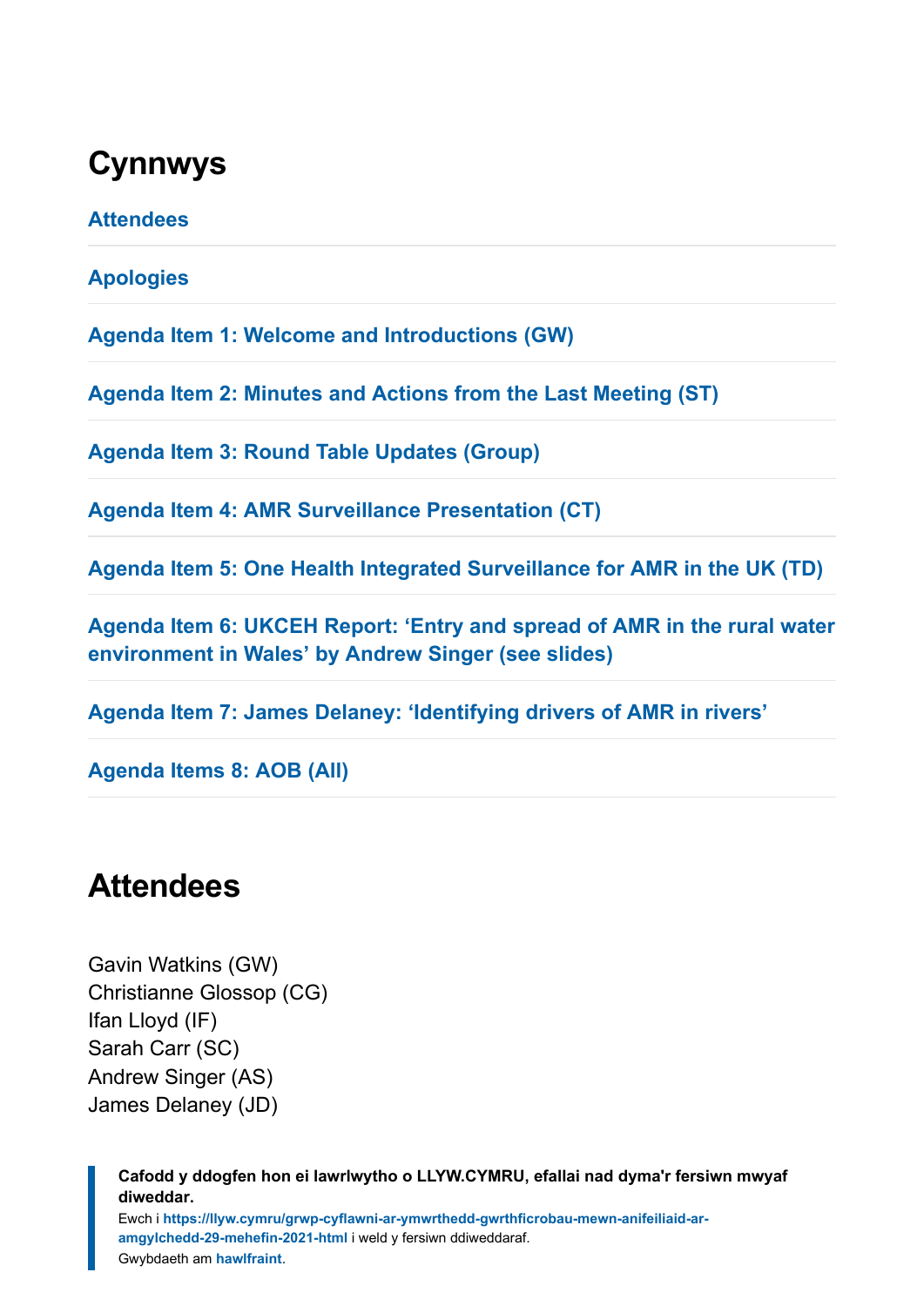## Cynnwys

Attendees

Apologies

Agenda Item 1: Welcome and Introductions (GW)

Agenda Item 2: Minutes and Actions from the Last Meeting (ST)

Agenda Item 3: Round Table Updates (Group)

Agenda Item 4: AMR Surveillance Presentation (CT)

Agenda Item 5: One Health Integrated Surveillance for AMR in the UK (TD)

Agenda Item 6: UKCEH Report: 'Entry and spread of AMR in the rural water environment in Wales' by Andrew Singer (see slides)

Agenda Item 7: James Delaney: 'Identifying drivers of AMR in rivers'

Agenda Items 8: AOB (All)

## Attendees

Gavin Watkins (GW)
Christianne Glossop (CG)
Ifan Lloyd (IF)
Sarah Carr (SC)
Andrew Singer (AS)
James Delaney (JD)

> **Cafodd y ddogfen hon ei lawrlwytho o LLYW.CYMRU, efallai nad dyma'r fersiwn mwyaf diweddar.**
> Ewch i **https://llyw.cymru/grwp-cyflawni-ar-ymwrthedd-gwrthficrobau-mewn-anifeiliaid-ar-amgylchedd-29-mehefin-2021-html** i weld y fersiwn ddiweddaraf.
> Gwybdaeth am **hawlfraint**.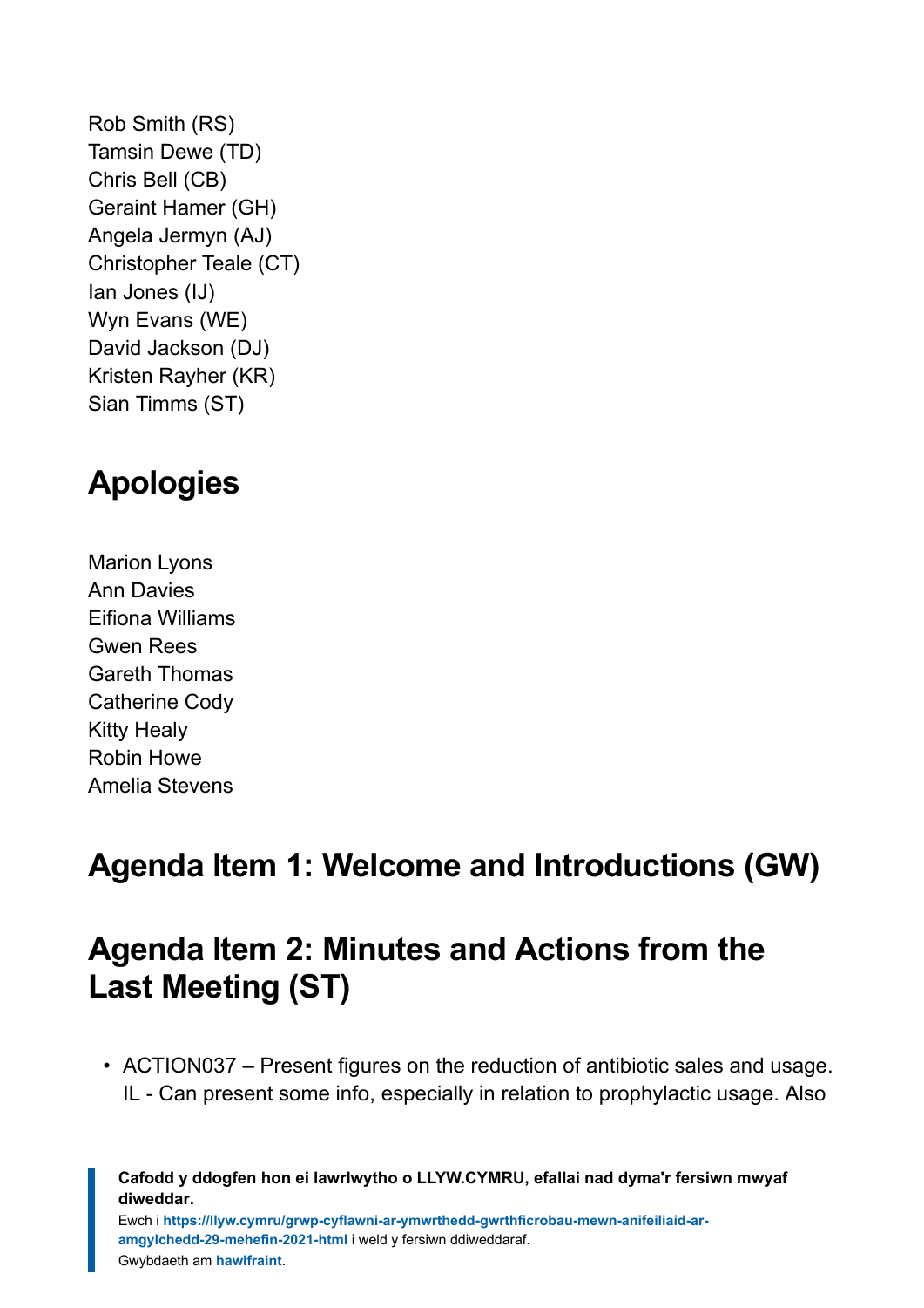Rob Smith (RS)
Tamsin Dewe (TD)
Chris Bell (CB)
Geraint Hamer (GH)
Angela Jermyn (AJ)
Christopher Teale (CT)
Ian Jones (IJ)
Wyn Evans (WE)
David Jackson (DJ)
Kristen Rayher (KR)
Sian Timms (ST)

## Apologies

Marion Lyons
Ann Davies
Eifiona Williams
Gwen Rees
Gareth Thomas
Catherine Cody
Kitty Healy
Robin Howe
Amelia Stevens

## Agenda Item 1: Welcome and Introductions (GW)

## Agenda Item 2: Minutes and Actions from the Last Meeting (ST)

- ACTION037 – Present figures on the reduction of antibiotic sales and usage. IL - Can present some info, especially in relation to prophylactic usage. Also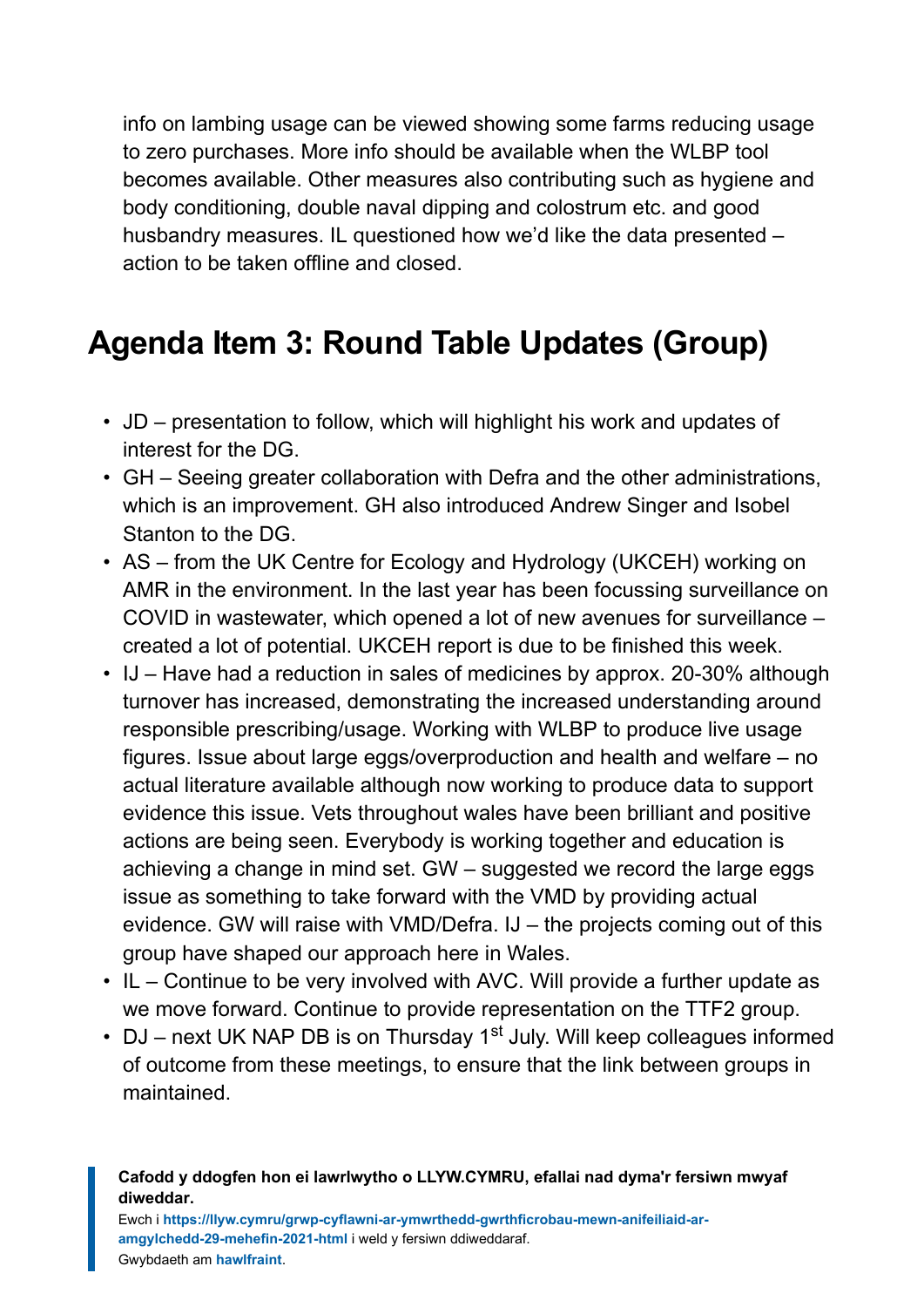info on lambing usage can be viewed showing some farms reducing usage to zero purchases. More info should be available when the WLBP tool becomes available. Other measures also contributing such as hygiene and body conditioning, double naval dipping and colostrum etc. and good husbandry measures. IL questioned how we'd like the data presented – action to be taken offline and closed.

## Agenda Item 3: Round Table Updates (Group)

- JD – presentation to follow, which will highlight his work and updates of interest for the DG.
- GH – Seeing greater collaboration with Defra and the other administrations, which is an improvement. GH also introduced Andrew Singer and Isobel Stanton to the DG.
- AS – from the UK Centre for Ecology and Hydrology (UKCEH) working on AMR in the environment. In the last year has been focussing surveillance on COVID in wastewater, which opened a lot of new avenues for surveillance – created a lot of potential. UKCEH report is due to be finished this week.
- IJ – Have had a reduction in sales of medicines by approx. 20-30% although turnover has increased, demonstrating the increased understanding around responsible prescribing/usage. Working with WLBP to produce live usage figures. Issue about large eggs/overproduction and health and welfare – no actual literature available although now working to produce data to support evidence this issue. Vets throughout wales have been brilliant and positive actions are being seen. Everybody is working together and education is achieving a change in mind set. GW – suggested we record the large eggs issue as something to take forward with the VMD by providing actual evidence. GW will raise with VMD/Defra. IJ – the projects coming out of this group have shaped our approach here in Wales.
- IL – Continue to be very involved with AVC. Will provide a further update as we move forward. Continue to provide representation on the TTF2 group.
- DJ – next UK NAP DB is on Thursday 1st July. Will keep colleagues informed of outcome from these meetings, to ensure that the link between groups in maintained.

**Cafodd y ddogfen hon ei lawrlwytho o LLYW.CYMRU, efallai nad dyma'r fersiwn mwyaf diweddar.**
Ewch i **https://llyw.cymru/grwp-cyflawni-ar-ymwrthedd-gwrthficrobau-mewn-anifeiliaid-ar-amgylchedd-29-mehefin-2021-html** i weld y fersiwn ddiweddaraf.
Gwybdaeth am **hawlfraint**.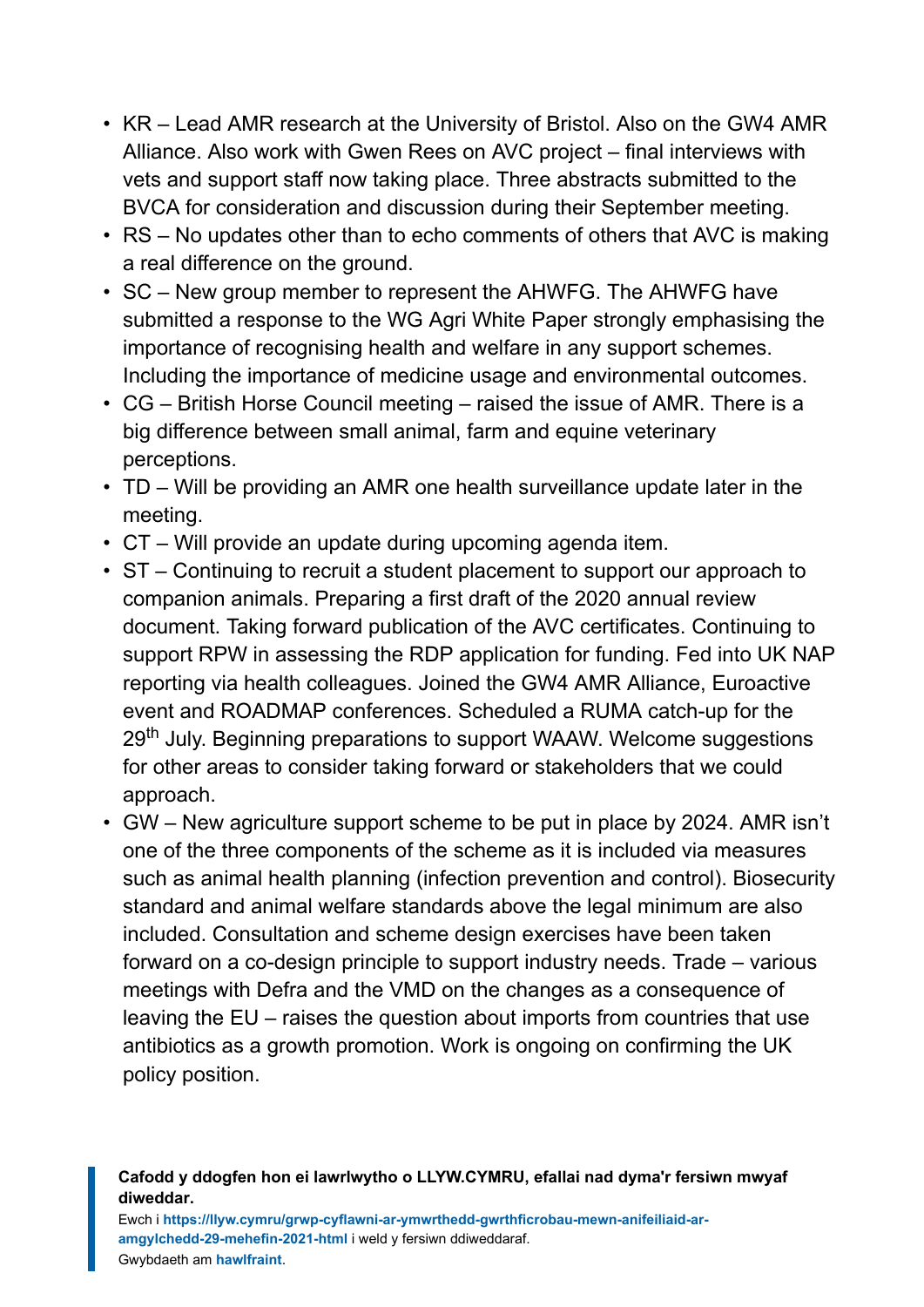- KR – Lead AMR research at the University of Bristol. Also on the GW4 AMR Alliance. Also work with Gwen Rees on AVC project – final interviews with vets and support staff now taking place. Three abstracts submitted to the BVCA for consideration and discussion during their September meeting.
- RS – No updates other than to echo comments of others that AVC is making a real difference on the ground.
- SC – New group member to represent the AHWFG. The AHWFG have submitted a response to the WG Agri White Paper strongly emphasising the importance of recognising health and welfare in any support schemes. Including the importance of medicine usage and environmental outcomes.
- CG – British Horse Council meeting – raised the issue of AMR. There is a big difference between small animal, farm and equine veterinary perceptions.
- TD – Will be providing an AMR one health surveillance update later in the meeting.
- CT – Will provide an update during upcoming agenda item.
- ST – Continuing to recruit a student placement to support our approach to companion animals. Preparing a first draft of the 2020 annual review document. Taking forward publication of the AVC certificates. Continuing to support RPW in assessing the RDP application for funding. Fed into UK NAP reporting via health colleagues. Joined the GW4 AMR Alliance, Euroactive event and ROADMAP conferences. Scheduled a RUMA catch-up for the 29th July. Beginning preparations to support WAAW. Welcome suggestions for other areas to consider taking forward or stakeholders that we could approach.
- GW – New agriculture support scheme to be put in place by 2024. AMR isn't one of the three components of the scheme as it is included via measures such as animal health planning (infection prevention and control). Biosecurity standard and animal welfare standards above the legal minimum are also included. Consultation and scheme design exercises have been taken forward on a co-design principle to support industry needs. Trade – various meetings with Defra and the VMD on the changes as a consequence of leaving the EU – raises the question about imports from countries that use antibiotics as a growth promotion. Work is ongoing on confirming the UK policy position.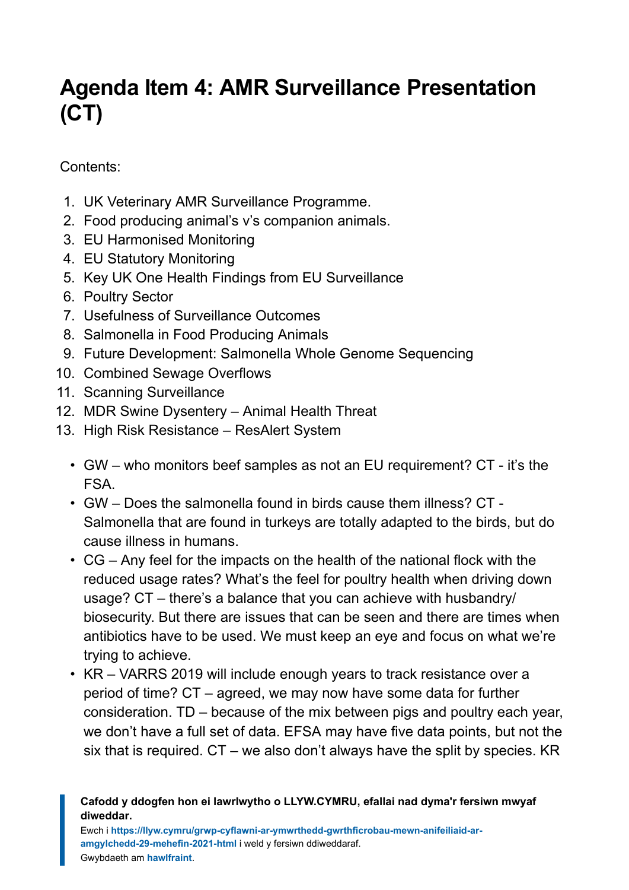# Agenda Item 4: AMR Surveillance Presentation (CT)

Contents:

1. UK Veterinary AMR Surveillance Programme.
2. Food producing animal's v's companion animals.
3. EU Harmonised Monitoring
4. EU Statutory Monitoring
5. Key UK One Health Findings from EU Surveillance
6. Poultry Sector
7. Usefulness of Surveillance Outcomes
8. Salmonella in Food Producing Animals
9. Future Development: Salmonella Whole Genome Sequencing
10. Combined Sewage Overflows
11. Scanning Surveillance
12. MDR Swine Dysentery – Animal Health Threat
13. High Risk Resistance – ResAlert System

- GW – who monitors beef samples as not an EU requirement? CT - it's the FSA.
- GW – Does the salmonella found in birds cause them illness? CT - Salmonella that are found in turkeys are totally adapted to the birds, but do cause illness in humans.
- CG – Any feel for the impacts on the health of the national flock with the reduced usage rates? What's the feel for poultry health when driving down usage? CT – there's a balance that you can achieve with husbandry/ biosecurity. But there are issues that can be seen and there are times when antibiotics have to be used. We must keep an eye and focus on what we're trying to achieve.
- KR – VARRS 2019 will include enough years to track resistance over a period of time? CT – agreed, we may now have some data for further consideration. TD – because of the mix between pigs and poultry each year, we don't have a full set of data. EFSA may have five data points, but not the six that is required. CT – we also don't always have the split by species. KR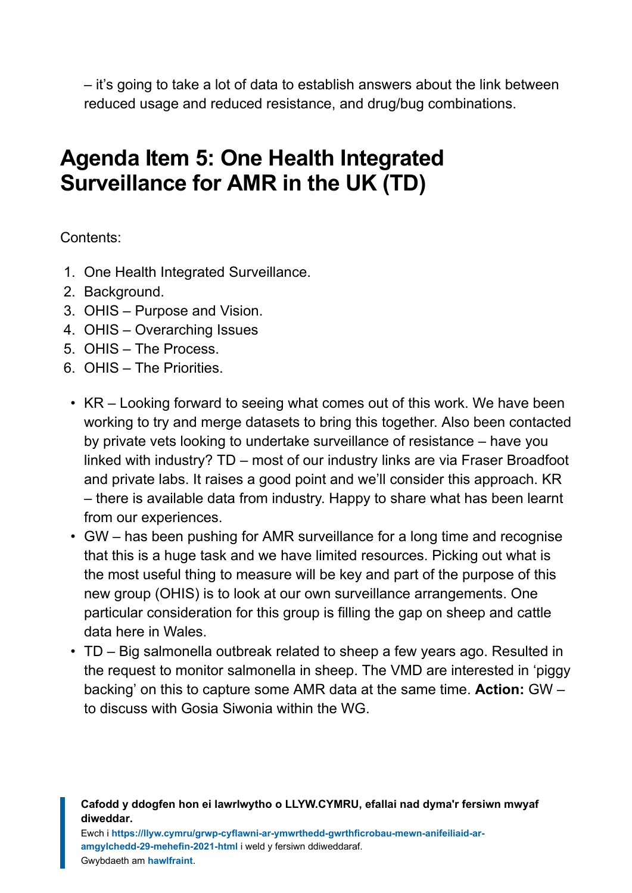– it’s going to take a lot of data to establish answers about the link between reduced usage and reduced resistance, and drug/bug combinations.

## Agenda Item 5: One Health Integrated Surveillance for AMR in the UK (TD)

Contents:

1. One Health Integrated Surveillance.
2. Background.
3. OHIS – Purpose and Vision.
4. OHIS – Overarching Issues
5. OHIS – The Process.
6. OHIS – The Priorities.

- KR – Looking forward to seeing what comes out of this work. We have been working to try and merge datasets to bring this together. Also been contacted by private vets looking to undertake surveillance of resistance – have you linked with industry? TD – most of our industry links are via Fraser Broadfoot and private labs. It raises a good point and we’ll consider this approach. KR – there is available data from industry. Happy to share what has been learnt from our experiences.
- GW – has been pushing for AMR surveillance for a long time and recognise that this is a huge task and we have limited resources. Picking out what is the most useful thing to measure will be key and part of the purpose of this new group (OHIS) is to look at our own surveillance arrangements. One particular consideration for this group is filling the gap on sheep and cattle data here in Wales.
- TD – Big salmonella outbreak related to sheep a few years ago. Resulted in the request to monitor salmonella in sheep. The VMD are interested in ‘piggy backing’ on this to capture some AMR data at the same time. **Action:** GW – to discuss with Gosia Siwonia within the WG.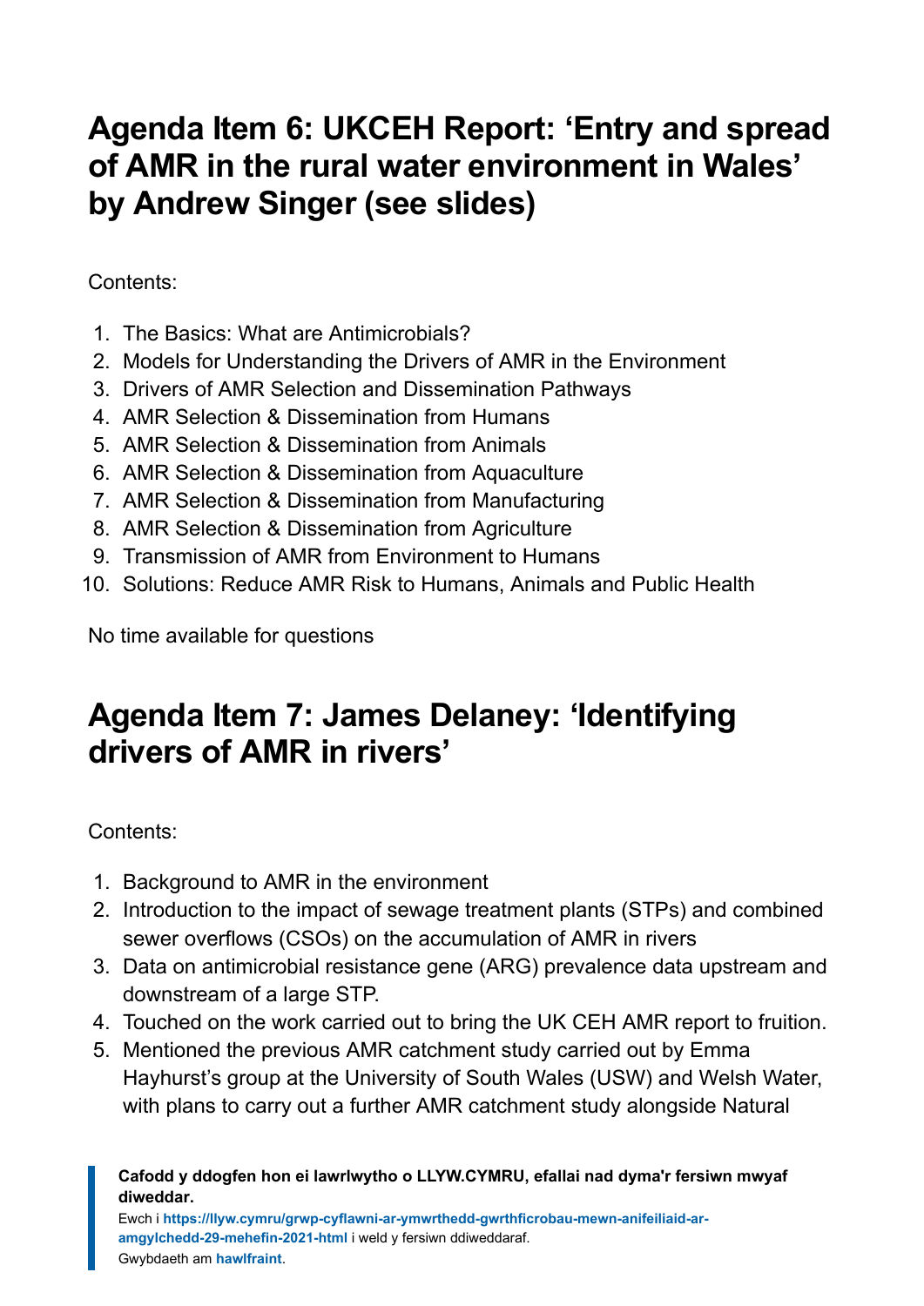## Agenda Item 6: UKCEH Report: 'Entry and spread of AMR in the rural water environment in Wales' by Andrew Singer (see slides)

Contents:

1. The Basics: What are Antimicrobials?
2. Models for Understanding the Drivers of AMR in the Environment
3. Drivers of AMR Selection and Dissemination Pathways
4. AMR Selection & Dissemination from Humans
5. AMR Selection & Dissemination from Animals
6. AMR Selection & Dissemination from Aquaculture
7. AMR Selection & Dissemination from Manufacturing
8. AMR Selection & Dissemination from Agriculture
9. Transmission of AMR from Environment to Humans
10. Solutions: Reduce AMR Risk to Humans, Animals and Public Health

No time available for questions

## Agenda Item 7: James Delaney: 'Identifying drivers of AMR in rivers'

Contents:

1. Background to AMR in the environment
2. Introduction to the impact of sewage treatment plants (STPs) and combined sewer overflows (CSOs) on the accumulation of AMR in rivers
3. Data on antimicrobial resistance gene (ARG) prevalence data upstream and downstream of a large STP.
4. Touched on the work carried out to bring the UK CEH AMR report to fruition.
5. Mentioned the previous AMR catchment study carried out by Emma Hayhurst's group at the University of South Wales (USW) and Welsh Water, with plans to carry out a further AMR catchment study alongside Natural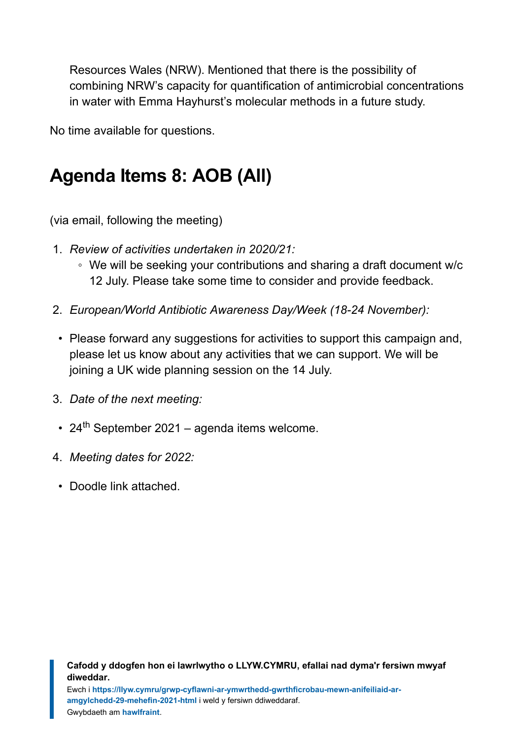Resources Wales (NRW). Mentioned that there is the possibility of combining NRW's capacity for quantification of antimicrobial concentrations in water with Emma Hayhurst's molecular methods in a future study.

No time available for questions.

## Agenda Items 8: AOB (All)

(via email, following the meeting)

1. *Review of activities undertaken in 2020/21:*
    - We will be seeking your contributions and sharing a draft document w/c 12 July. Please take some time to consider and provide feedback.
2. *European/World Antibiotic Awareness Day/Week (18-24 November):*
    - Please forward any suggestions for activities to support this campaign and, please let us know about any activities that we can support. We will be joining a UK wide planning session on the 14 July.
3. *Date of the next meeting:*
    - 24th September 2021 – agenda items welcome.
4. *Meeting dates for 2022:*
    - Doodle link attached.

**Cafodd y ddogfen hon ei lawrlwytho o LLYW.CYMRU, efallai nad dyma'r fersiwn mwyaf diweddar.**
Ewch i **https://llyw.cymru/grwp-cyflawni-ar-ymwrthedd-gwrthficrobau-mewn-anifeiliaid-ar-amgylchedd-29-mehefin-2021-html** i weld y fersiwn ddiweddaraf.
Gwybdaeth am **hawlfraint**.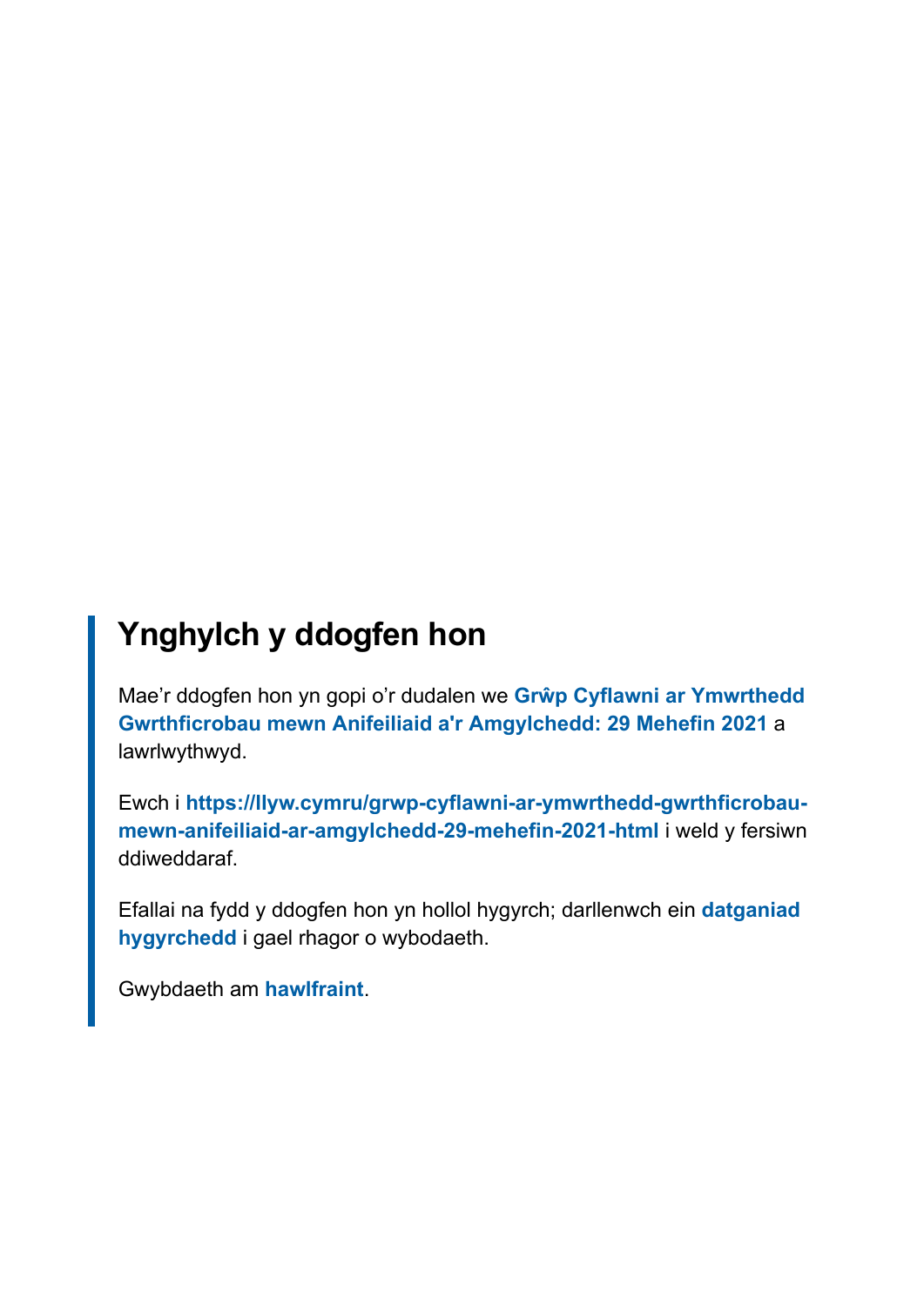## Ynghylch y ddogfen hon

Mae'r ddogfen hon yn gopi o'r dudalen we **Grŵp Cyflawni ar Ymwrthedd Gwrthficrobau mewn Anifeiliaid a'r Amgylchedd: 29 Mehefin 2021** a lawrlwythwyd.

Ewch i **https://llyw.cymru/grwp-cyflawni-ar-ymwrthedd-gwrthficrobau-mewn-anifeiliaid-ar-amgylchedd-29-mehefin-2021-html** i weld y fersiwn ddiweddaraf.

Efallai na fydd y ddogfen hon yn hollol hygyrch; darllenwch ein **datganiad hygyrchedd** i gael rhagor o wybodaeth.

Gwybdaeth am **hawlfraint**.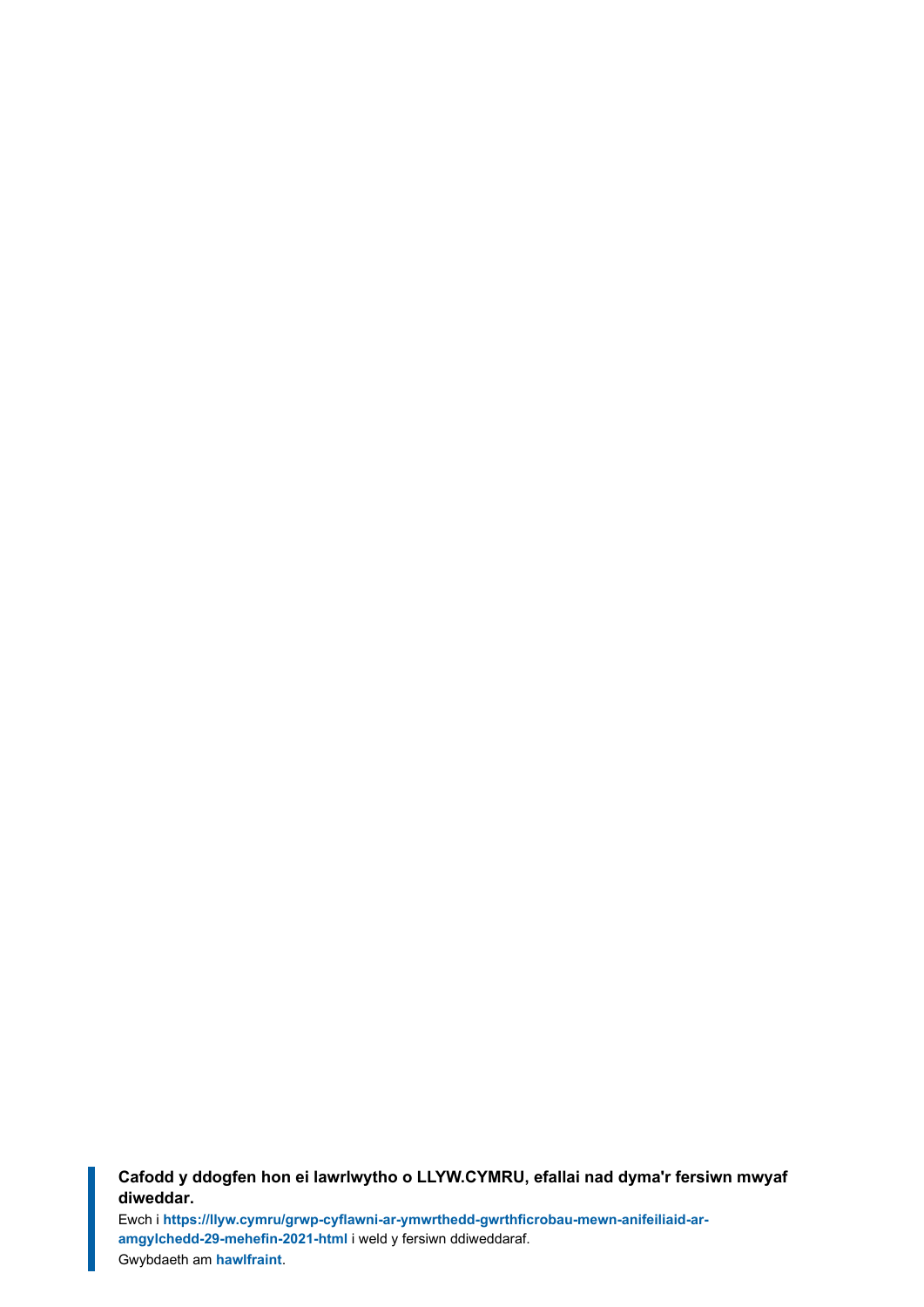**Cafodd y ddogfen hon ei lawrlwytho o LLYW.CYMRU, efallai nad dyma'r fersiwn mwyaf diweddar.**

Ewch i **https://llyw.cymru/grwp-cyflawni-ar-ymwrthedd-gwrthficrobau-mewn-anifeiliaid-ar-amgylchedd-29-mehefin-2021-html** i weld y fersiwn ddiweddaraf.

Gwybdaeth am **hawlfraint**.